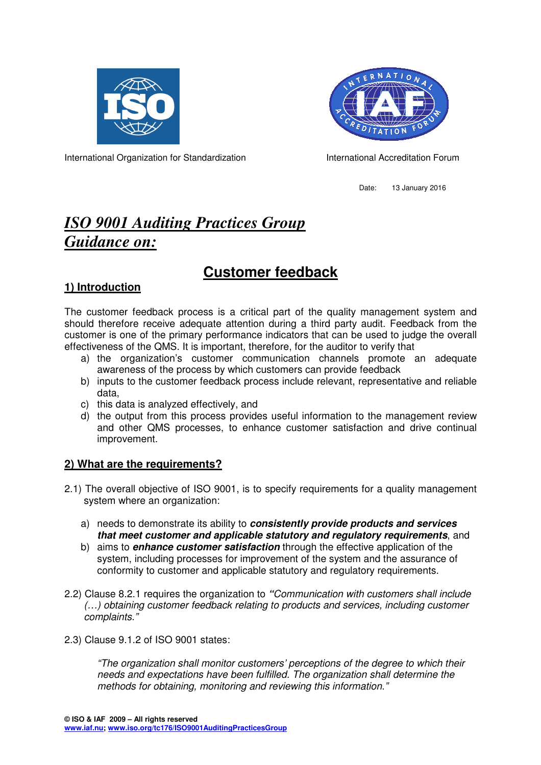International Organization for Standardization

International Accreditation Forum

Date: 13 January 2016

# *ISO 9001 Auditing Practices Group Guidance on:*

# Customer feedback

## 1) Introduction

The customer feedback process is a critical part of the quality management system and should therefore receive adequate attention during a third party audit. Feedback from the customer is one of the primary performance indicators that can be used to judge the overall effectiveness of the QMS. It is important, therefore, for the auditor to verify that

a) the organization's customer communication channels promote an adequate awareness of the process by which customers can provide feedback
b) inputs to the customer feedback process include relevant, representative and reliable data,
c) this data is analyzed effectively, and
d) the output from this process provides useful information to the management review and other QMS processes, to enhance customer satisfaction and drive continual improvement.

## 2) What are the requirements?

2.1) The overall objective of ISO 9001, is to specify requirements for a quality management system where an organization:

a) needs to demonstrate its ability to ***consistently provide products and services that meet customer and applicable statutory and regulatory requirements***, and
b) aims to ***enhance customer satisfaction*** through the effective application of the system, including processes for improvement of the system and the assurance of conformity to customer and applicable statutory and regulatory requirements.

2.2) Clause 8.2.1 requires the organization to *"Communication with customers shall include (…) obtaining customer feedback relating to products and services, including customer complaints."*

2.3) Clause 9.1.2 of ISO 9001 states:

> *"The organization shall monitor customers' perceptions of the degree to which their needs and expectations have been fulfilled. The organization shall determine the methods for obtaining, monitoring and reviewing this information."*

**© ISO & IAF 2009 – All rights reserved**
**www.iaf.nu; www.iso.org/tc176/ISO9001AuditingPracticesGroup**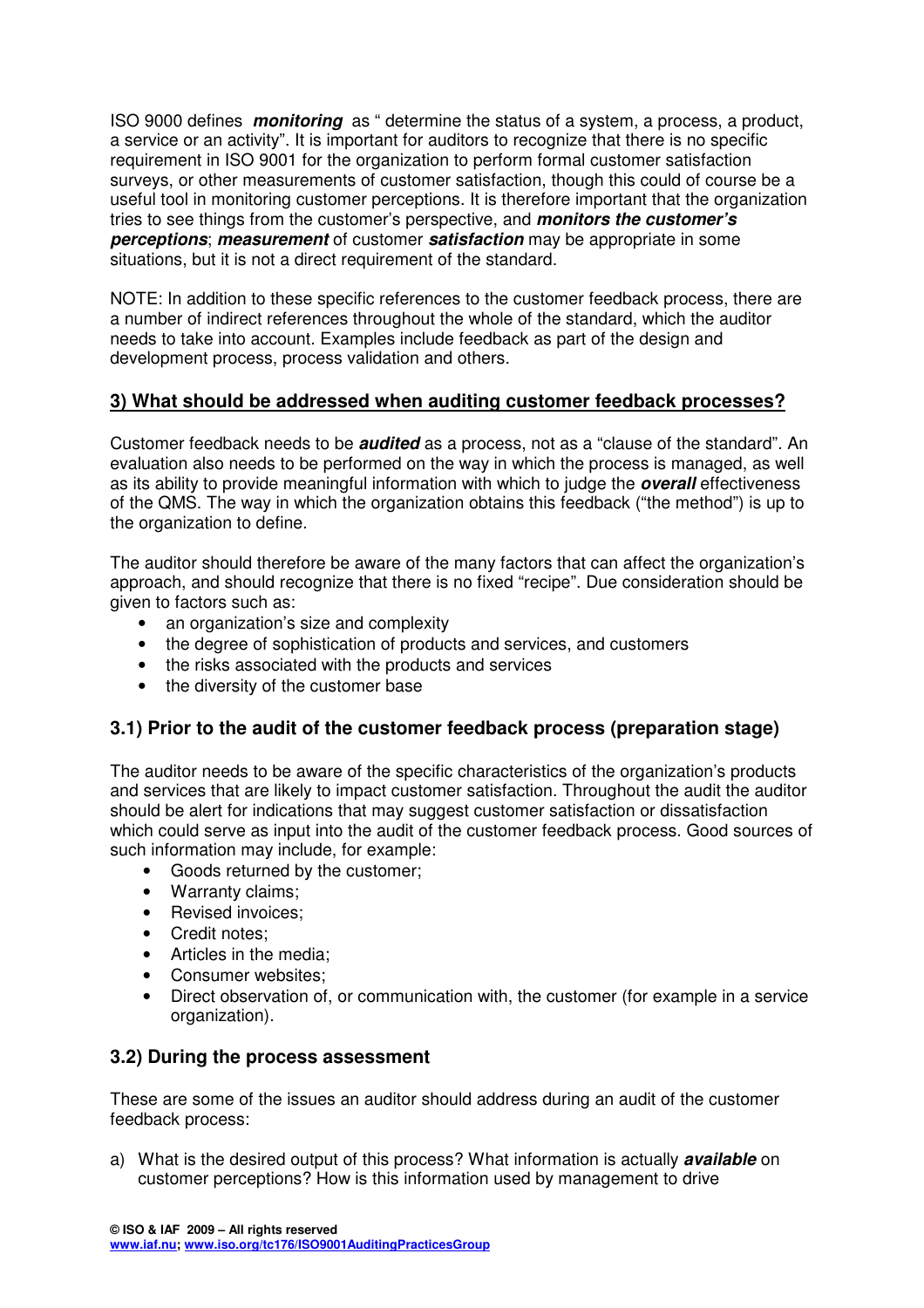ISO 9000 defines ***monitoring*** as " determine the status of a system, a process, a product, a service or an activity". It is important for auditors to recognize that there is no specific requirement in ISO 9001 for the organization to perform formal customer satisfaction surveys, or other measurements of customer satisfaction, though this could of course be a useful tool in monitoring customer perceptions. It is therefore important that the organization tries to see things from the customer's perspective, and ***monitors the customer's perceptions***; ***measurement*** of customer ***satisfaction*** may be appropriate in some situations, but it is not a direct requirement of the standard.

NOTE: In addition to these specific references to the customer feedback process, there are a number of indirect references throughout the whole of the standard, which the auditor needs to take into account. Examples include feedback as part of the design and development process, process validation and others.

## 3) What should be addressed when auditing customer feedback processes?

Customer feedback needs to be ***audited*** as a process, not as a "clause of the standard". An evaluation also needs to be performed on the way in which the process is managed, as well as its ability to provide meaningful information with which to judge the ***overall*** effectiveness of the QMS. The way in which the organization obtains this feedback ("the method") is up to the organization to define.

The auditor should therefore be aware of the many factors that can affect the organization's approach, and should recognize that there is no fixed "recipe". Due consideration should be given to factors such as:

- an organization's size and complexity
- the degree of sophistication of products and services, and customers
- the risks associated with the products and services
- the diversity of the customer base

### 3.1) Prior to the audit of the customer feedback process (preparation stage)

The auditor needs to be aware of the specific characteristics of the organization's products and services that are likely to impact customer satisfaction. Throughout the audit the auditor should be alert for indications that may suggest customer satisfaction or dissatisfaction which could serve as input into the audit of the customer feedback process. Good sources of such information may include, for example:

- Goods returned by the customer;
- Warranty claims;
- Revised invoices;
- Credit notes;
- Articles in the media;
- Consumer websites;
- Direct observation of, or communication with, the customer (for example in a service organization).

### 3.2) During the process assessment

These are some of the issues an auditor should address during an audit of the customer feedback process:

a) What is the desired output of this process? What information is actually ***available*** on customer perceptions? How is this information used by management to drive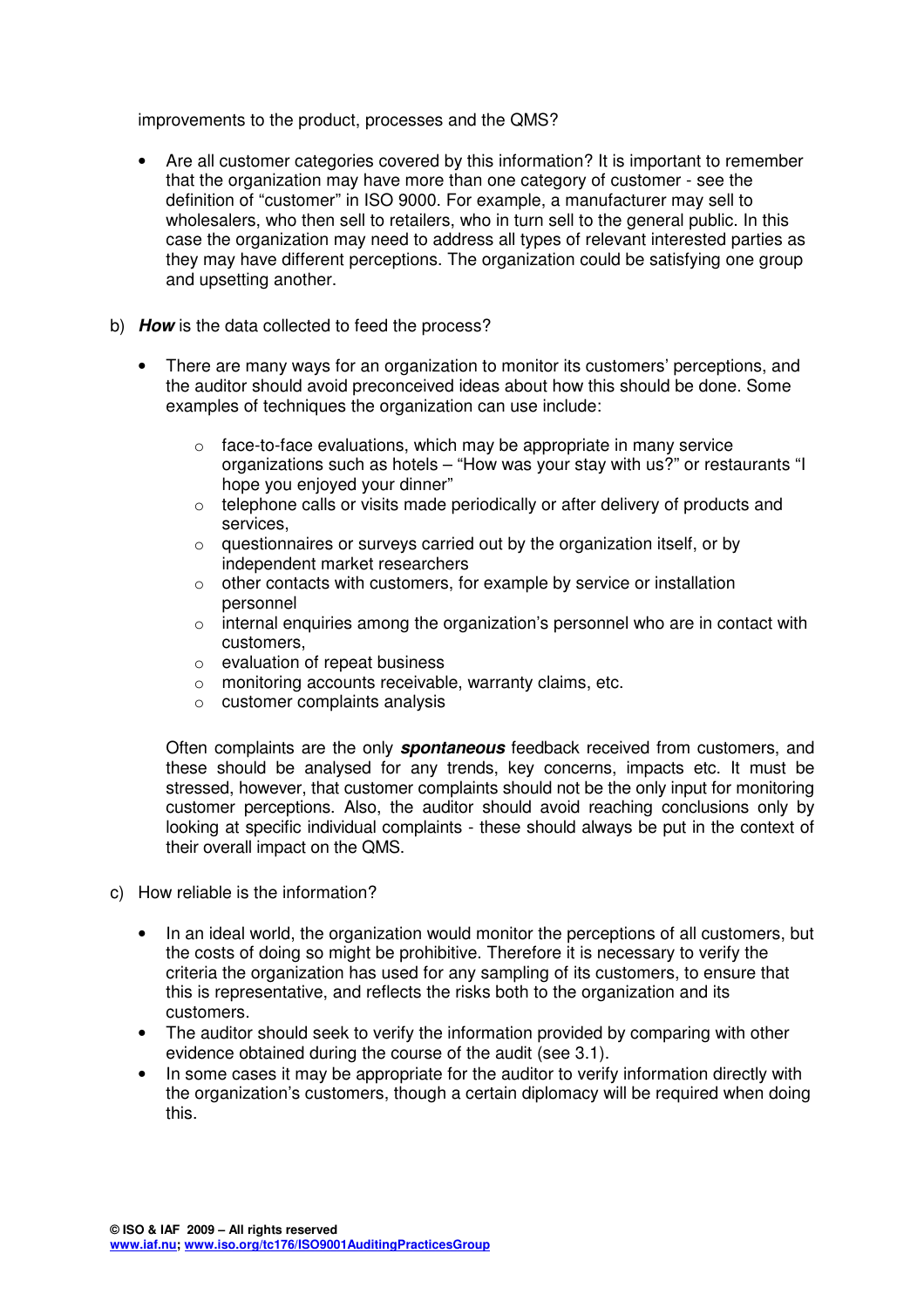improvements to the product, processes and the QMS?

- Are all customer categories covered by this information? It is important to remember that the organization may have more than one category of customer - see the definition of "customer" in ISO 9000. For example, a manufacturer may sell to wholesalers, who then sell to retailers, who in turn sell to the general public. In this case the organization may need to address all types of relevant interested parties as they may have different perceptions. The organization could be satisfying one group and upsetting another.

b) ***How*** is the data collected to feed the process?

- There are many ways for an organization to monitor its customers' perceptions, and the auditor should avoid preconceived ideas about how this should be done. Some examples of techniques the organization can use include:
  - face-to-face evaluations, which may be appropriate in many service organizations such as hotels – "How was your stay with us?" or restaurants "I hope you enjoyed your dinner"
  - telephone calls or visits made periodically or after delivery of products and services,
  - questionnaires or surveys carried out by the organization itself, or by independent market researchers
  - other contacts with customers, for example by service or installation personnel
  - internal enquiries among the organization's personnel who are in contact with customers,
  - evaluation of repeat business
  - monitoring accounts receivable, warranty claims, etc.
  - customer complaints analysis

  Often complaints are the only ***spontaneous*** feedback received from customers, and these should be analysed for any trends, key concerns, impacts etc. It must be stressed, however, that customer complaints should not be the only input for monitoring customer perceptions. Also, the auditor should avoid reaching conclusions only by looking at specific individual complaints - these should always be put in the context of their overall impact on the QMS.

c) How reliable is the information?

- In an ideal world, the organization would monitor the perceptions of all customers, but the costs of doing so might be prohibitive. Therefore it is necessary to verify the criteria the organization has used for any sampling of its customers, to ensure that this is representative, and reflects the risks both to the organization and its customers.
- The auditor should seek to verify the information provided by comparing with other evidence obtained during the course of the audit (see 3.1).
- In some cases it may be appropriate for the auditor to verify information directly with the organization's customers, though a certain diplomacy will be required when doing this.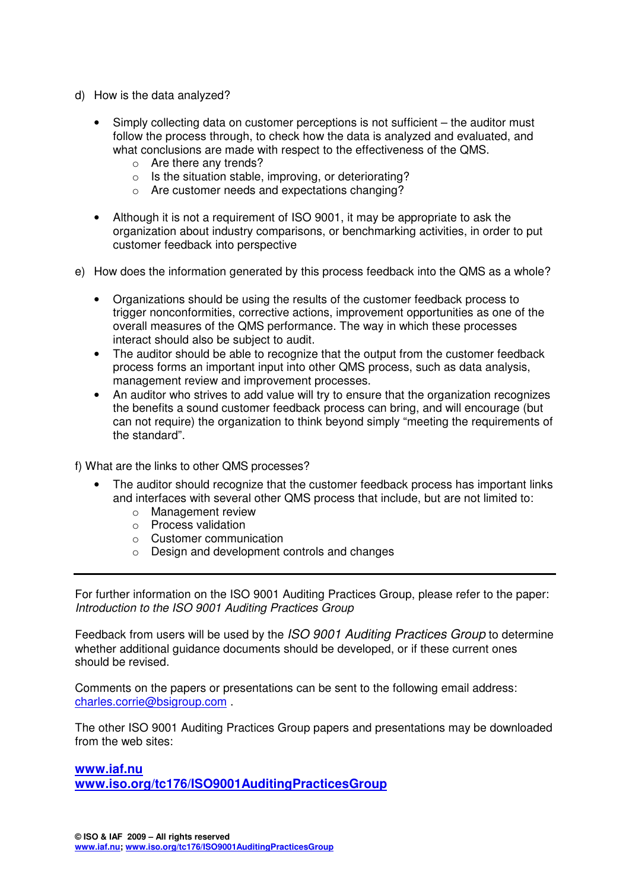d) How is the data analyzed?

- Simply collecting data on customer perceptions is not sufficient – the auditor must follow the process through, to check how the data is analyzed and evaluated, and what conclusions are made with respect to the effectiveness of the QMS.
  - Are there any trends?
  - Is the situation stable, improving, or deteriorating?
  - Are customer needs and expectations changing?

- Although it is not a requirement of ISO 9001, it may be appropriate to ask the organization about industry comparisons, or benchmarking activities, in order to put customer feedback into perspective

e) How does the information generated by this process feedback into the QMS as a whole?

- Organizations should be using the results of the customer feedback process to trigger nonconformities, corrective actions, improvement opportunities as one of the overall measures of the QMS performance. The way in which these processes interact should also be subject to audit.
- The auditor should be able to recognize that the output from the customer feedback process forms an important input into other QMS process, such as data analysis, management review and improvement processes.
- An auditor who strives to add value will try to ensure that the organization recognizes the benefits a sound customer feedback process can bring, and will encourage (but can not require) the organization to think beyond simply "meeting the requirements of the standard".

f) What are the links to other QMS processes?

- The auditor should recognize that the customer feedback process has important links and interfaces with several other QMS process that include, but are not limited to:
  - Management review
  - Process validation
  - Customer communication
  - Design and development controls and changes

---

For further information on the ISO 9001 Auditing Practices Group, please refer to the paper: *Introduction to the ISO 9001 Auditing Practices Group*

Feedback from users will be used by the *ISO 9001 Auditing Practices Group* to determine whether additional guidance documents should be developed, or if these current ones should be revised.

Comments on the papers or presentations can be sent to the following email address: charles.corrie@bsigroup.com .

The other ISO 9001 Auditing Practices Group papers and presentations may be downloaded from the web sites:

**www.iaf.nu**
**www.iso.org/tc176/ISO9001AuditingPracticesGroup**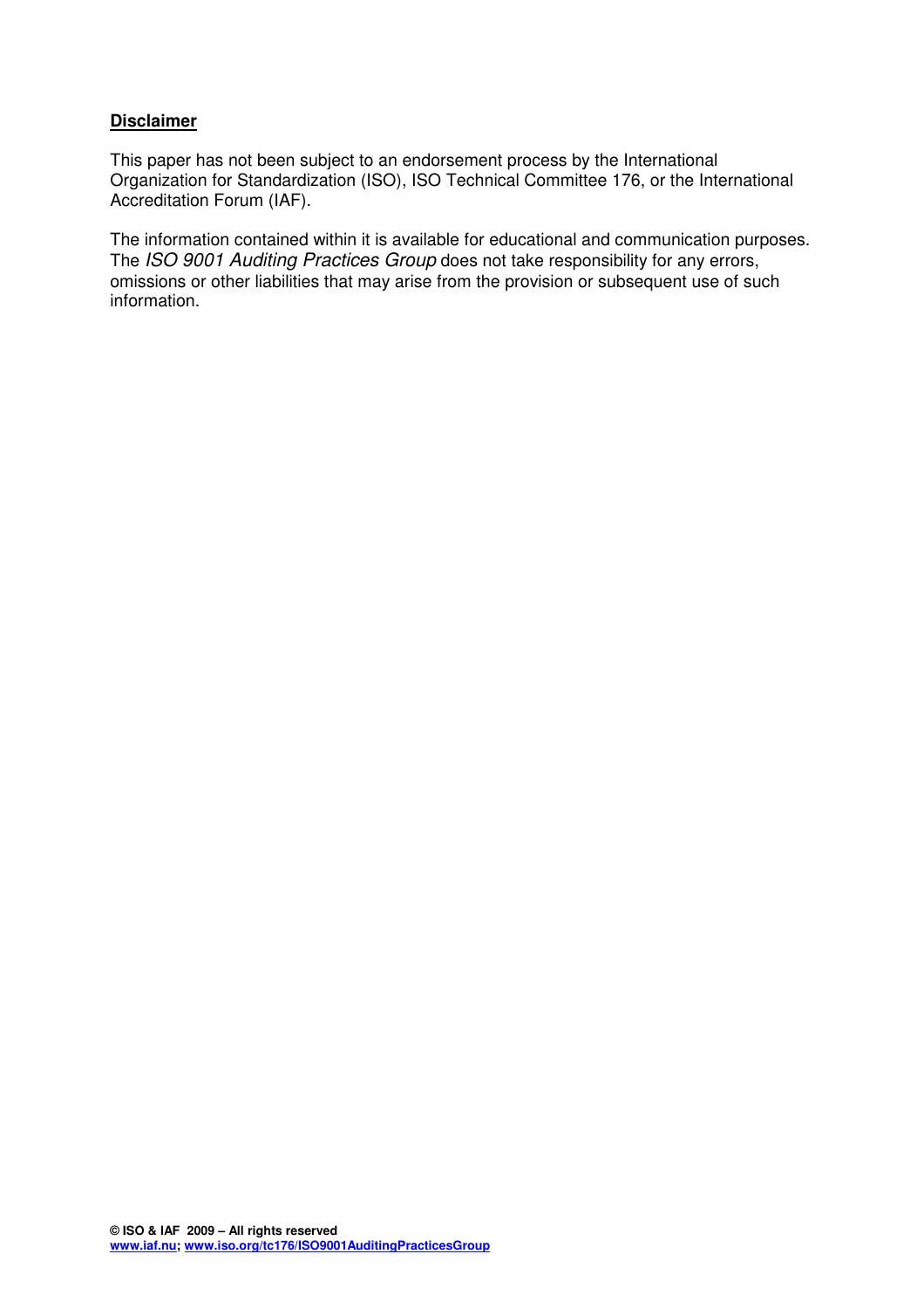**Disclaimer**

This paper has not been subject to an endorsement process by the International Organization for Standardization (ISO), ISO Technical Committee 176, or the International Accreditation Forum (IAF).

The information contained within it is available for educational and communication purposes. The *ISO 9001 Auditing Practices Group* does not take responsibility for any errors, omissions or other liabilities that may arise from the provision or subsequent use of such information.